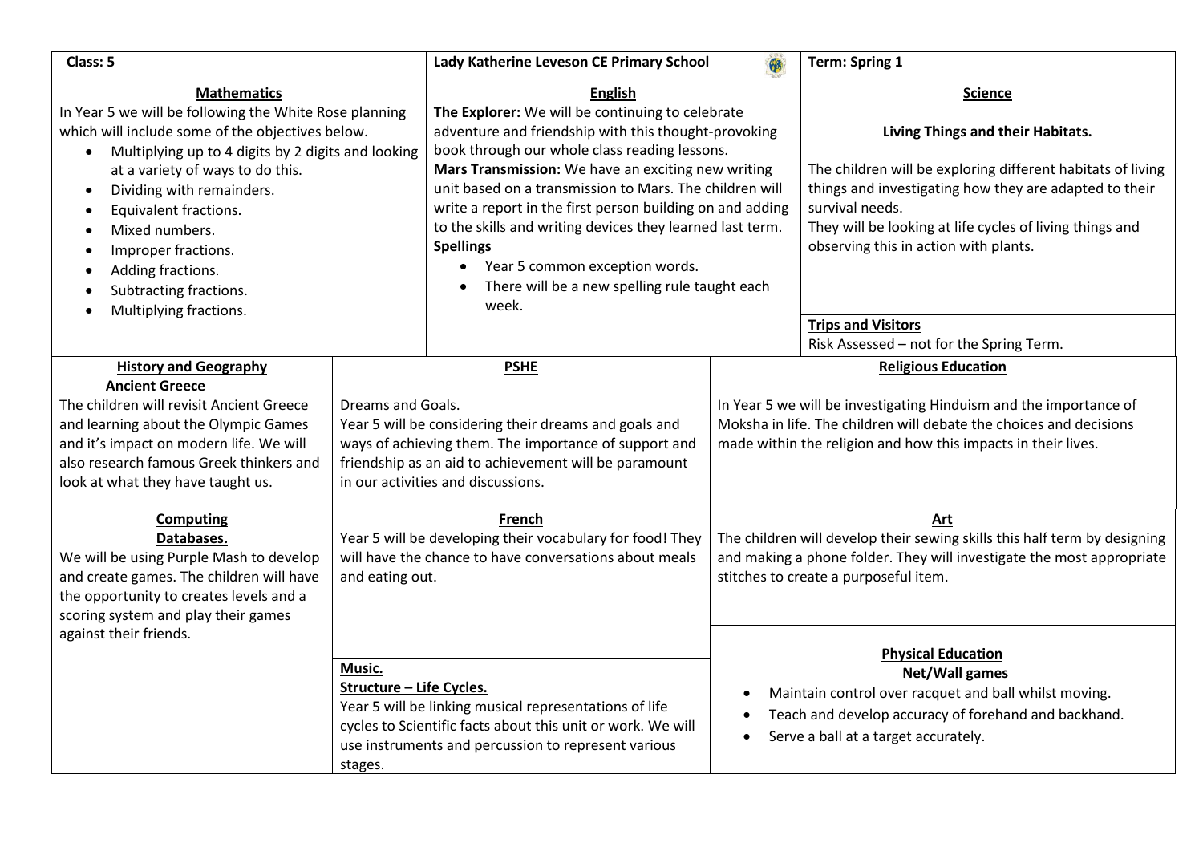**Class: 5** | **Lady Katherine Leveson CE Primary School** | **Term: Spring 1**

## Mathematics

In Year 5 we will be following the White Rose planning which will include some of the objectives below.

- Multiplying up to 4 digits by 2 digits and looking at a variety of ways to do this.
- Dividing with remainders.
- Equivalent fractions.
- Mixed numbers.
- Improper fractions.
- Adding fractions.
- Subtracting fractions.
- Multiplying fractions.

## English

**The Explorer:** We will be continuing to celebrate adventure and friendship with this thought-provoking book through our whole class reading lessons.

**Mars Transmission:** We have an exciting new writing unit based on a transmission to Mars. The children will write a report in the first person building on and adding to the skills and writing devices they learned last term.

**Spellings**

- Year 5 common exception words.
- There will be a new spelling rule taught each week.

## Science

**Living Things and their Habitats.**

The children will be exploring different habitats of living things and investigating how they are adapted to their survival needs.

They will be looking at life cycles of living things and observing this in action with plants.

## Trips and Visitors

Risk Assessed – not for the Spring Term.

## History and Geography

**Ancient Greece**

The children will revisit Ancient Greece and learning about the Olympic Games and it's impact on modern life. We will also research famous Greek thinkers and look at what they have taught us.

## PSHE

Dreams and Goals.

Year 5 will be considering their dreams and goals and ways of achieving them. The importance of support and friendship as an aid to achievement will be paramount in our activities and discussions.

## Religious Education

In Year 5 we will be investigating Hinduism and the importance of Moksha in life. The children will debate the choices and decisions made within the religion and how this impacts in their lives.

## Computing

**Databases.**

We will be using Purple Mash to develop and create games. The children will have the opportunity to creates levels and a scoring system and play their games against their friends.

## French

Year 5 will be developing their vocabulary for food! They will have the chance to have conversations about meals and eating out.

## Art

The children will develop their sewing skills this half term by designing and making a phone folder. They will investigate the most appropriate stitches to create a purposeful item.

## Music.

**Structure – Life Cycles.**

Year 5 will be linking musical representations of life cycles to Scientific facts about this unit or work. We will use instruments and percussion to represent various stages.

## Physical Education

**Net/Wall games**

- Maintain control over racquet and ball whilst moving.
- Teach and develop accuracy of forehand and backhand.
- Serve a ball at a target accurately.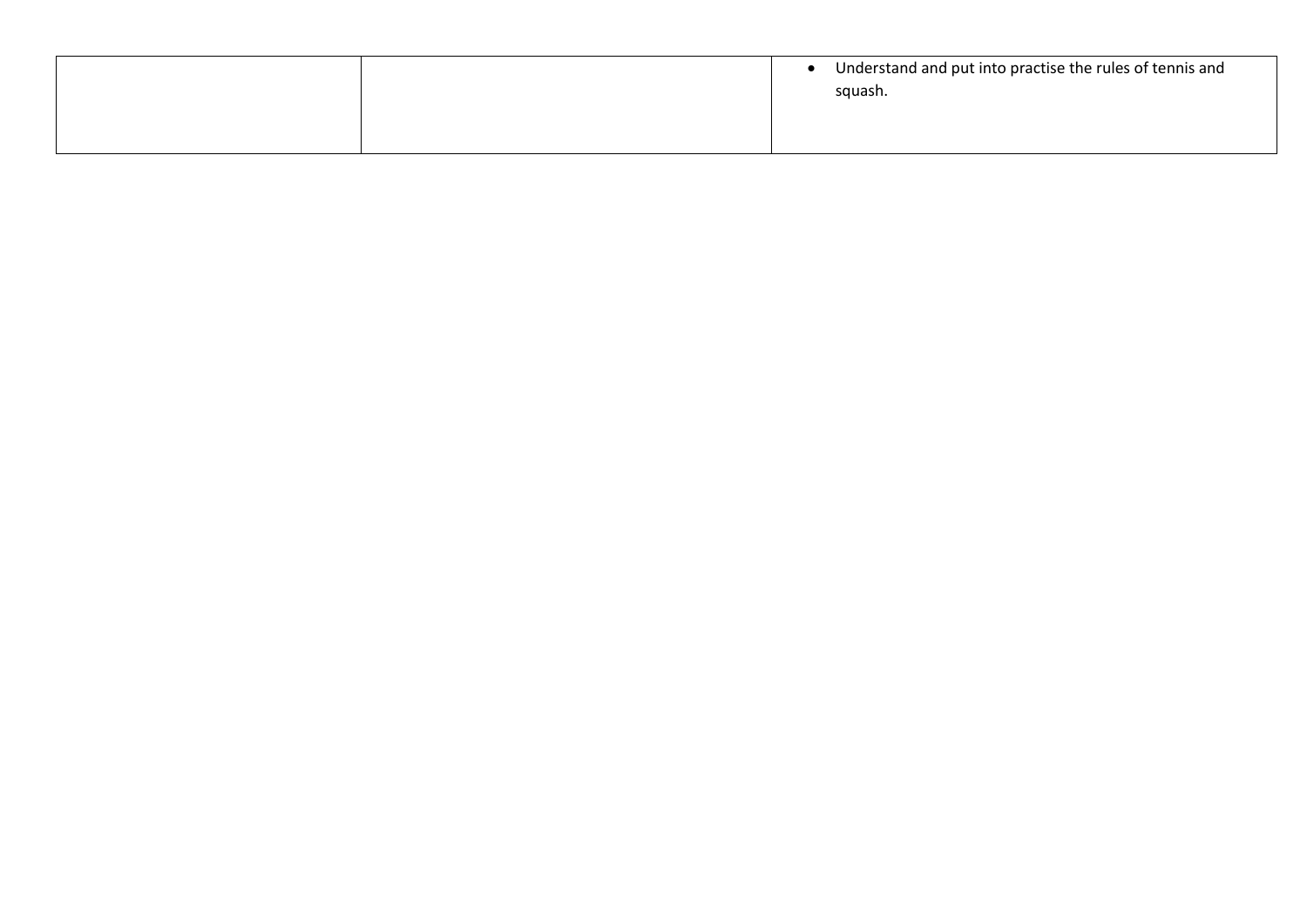| | | |
|---|---|---|
| | | • Understand and put into practise the rules of tennis and squash. |